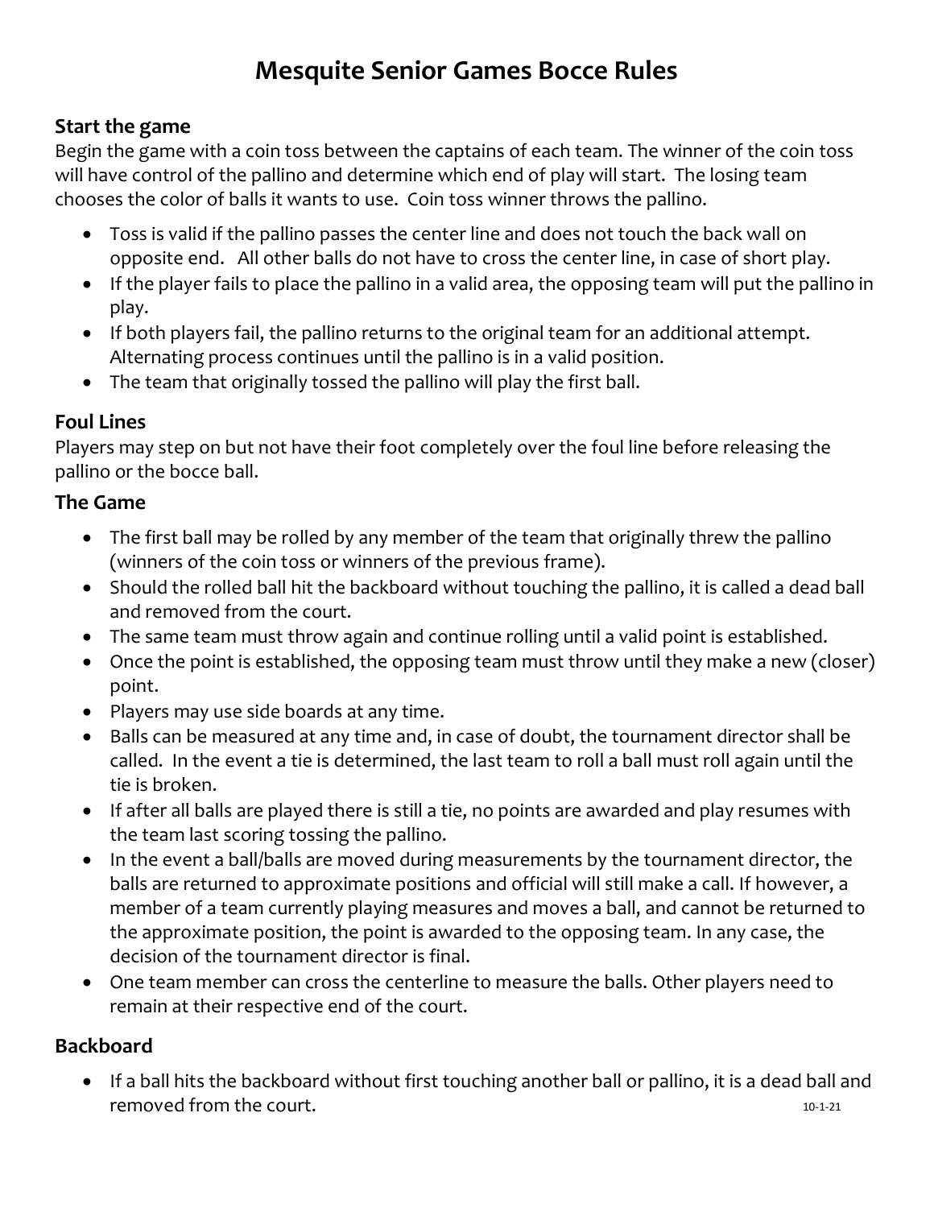# Mesquite Senior Games Bocce Rules

## Start the game

Begin the game with a coin toss between the captains of each team. The winner of the coin toss will have control of the pallino and determine which end of play will start. The losing team chooses the color of balls it wants to use. Coin toss winner throws the pallino.

- Toss is valid if the pallino passes the center line and does not touch the back wall on opposite end. All other balls do not have to cross the center line, in case of short play.
- If the player fails to place the pallino in a valid area, the opposing team will put the pallino in play.
- If both players fail, the pallino returns to the original team for an additional attempt. Alternating process continues until the pallino is in a valid position.
- The team that originally tossed the pallino will play the first ball.

## Foul Lines

Players may step on but not have their foot completely over the foul line before releasing the pallino or the bocce ball.

## The Game

- The first ball may be rolled by any member of the team that originally threw the pallino (winners of the coin toss or winners of the previous frame).
- Should the rolled ball hit the backboard without touching the pallino, it is called a dead ball and removed from the court.
- The same team must throw again and continue rolling until a valid point is established.
- Once the point is established, the opposing team must throw until they make a new (closer) point.
- Players may use side boards at any time.
- Balls can be measured at any time and, in case of doubt, the tournament director shall be called. In the event a tie is determined, the last team to roll a ball must roll again until the tie is broken.
- If after all balls are played there is still a tie, no points are awarded and play resumes with the team last scoring tossing the pallino.
- In the event a ball/balls are moved during measurements by the tournament director, the balls are returned to approximate positions and official will still make a call. If however, a member of a team currently playing measures and moves a ball, and cannot be returned to the approximate position, the point is awarded to the opposing team. In any case, the decision of the tournament director is final.
- One team member can cross the centerline to measure the balls. Other players need to remain at their respective end of the court.

## Backboard

- If a ball hits the backboard without first touching another ball or pallino, it is a dead ball and removed from the court.

10-1-21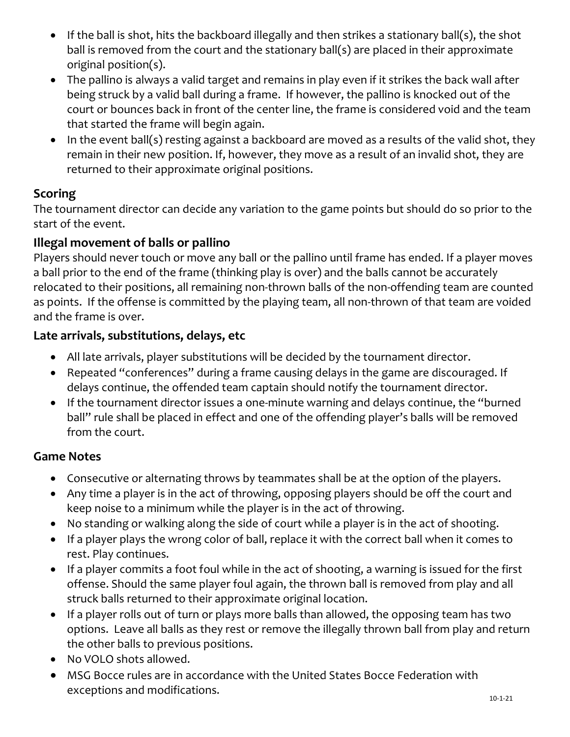- If the ball is shot, hits the backboard illegally and then strikes a stationary ball(s), the shot ball is removed from the court and the stationary ball(s) are placed in their approximate original position(s).
- The pallino is always a valid target and remains in play even if it strikes the back wall after being struck by a valid ball during a frame. If however, the pallino is knocked out of the court or bounces back in front of the center line, the frame is considered void and the team that started the frame will begin again.
- In the event ball(s) resting against a backboard are moved as a results of the valid shot, they remain in their new position. If, however, they move as a result of an invalid shot, they are returned to their approximate original positions.

## Scoring

The tournament director can decide any variation to the game points but should do so prior to the start of the event.

## Illegal movement of balls or pallino

Players should never touch or move any ball or the pallino until frame has ended. If a player moves a ball prior to the end of the frame (thinking play is over) and the balls cannot be accurately relocated to their positions, all remaining non-thrown balls of the non-offending team are counted as points. If the offense is committed by the playing team, all non-thrown of that team are voided and the frame is over.

## Late arrivals, substitutions, delays, etc

- All late arrivals, player substitutions will be decided by the tournament director.
- Repeated "conferences" during a frame causing delays in the game are discouraged. If delays continue, the offended team captain should notify the tournament director.
- If the tournament director issues a one-minute warning and delays continue, the "burned ball" rule shall be placed in effect and one of the offending player's balls will be removed from the court.

## Game Notes

- Consecutive or alternating throws by teammates shall be at the option of the players.
- Any time a player is in the act of throwing, opposing players should be off the court and keep noise to a minimum while the player is in the act of throwing.
- No standing or walking along the side of court while a player is in the act of shooting.
- If a player plays the wrong color of ball, replace it with the correct ball when it comes to rest. Play continues.
- If a player commits a foot foul while in the act of shooting, a warning is issued for the first offense. Should the same player foul again, the thrown ball is removed from play and all struck balls returned to their approximate original location.
- If a player rolls out of turn or plays more balls than allowed, the opposing team has two options. Leave all balls as they rest or remove the illegally thrown ball from play and return the other balls to previous positions.
- No VOLO shots allowed.
- MSG Bocce rules are in accordance with the United States Bocce Federation with exceptions and modifications.

10-1-21